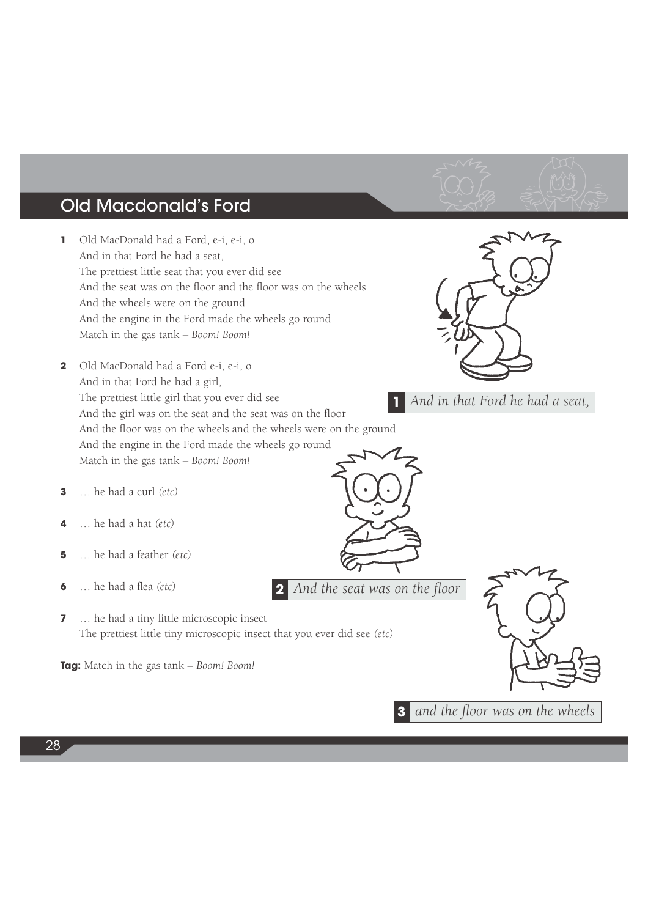# Old Macdonald's Ford

**1** Old MacDonald had a Ford, e-i, e-i, o
And in that Ford he had a seat,
The prettiest little seat that you ever did see
And the seat was on the floor and the floor was on the wheels
And the wheels were on the ground
And the engine in the Ford made the wheels go round
Match in the gas tank – *Boom! Boom!*

**2** Old MacDonald had a Ford e-i, e-i, o
And in that Ford he had a girl,
The prettiest little girl that you ever did see
And the girl was on the seat and the seat was on the floor
And the floor was on the wheels and the wheels were on the ground
And the engine in the Ford made the wheels go round
Match in the gas tank – *Boom! Boom!*

**3** … he had a curl *(etc)*

**4** … he had a hat *(etc)*

**5** … he had a feather *(etc)*

**6** … he had a flea *(etc)*

**7** … he had a tiny little microscopic insect
The prettiest little tiny microscopic insect that you ever did see *(etc)*

**Tag:** Match in the gas tank – *Boom! Boom!*

**1** *And in that Ford he had a seat,*

**2** *And the seat was on the floor*

**3** *and the floor was on the wheels*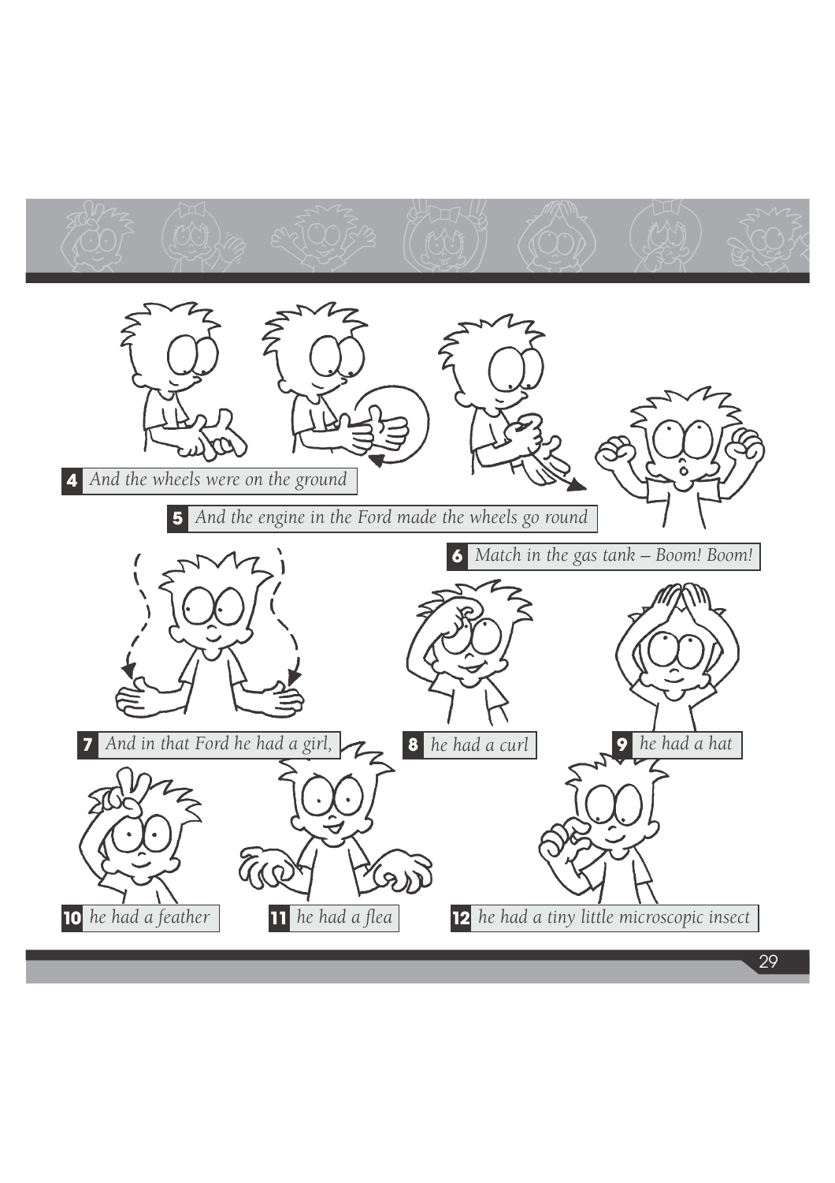**4** *And the wheels were on the ground*

**5** *And the engine in the Ford made the wheels go round*

**6** *Match in the gas tank – Boom! Boom!*

**7** *And in that Ford he had a girl,*

**8** *he had a curl*

**9** *he had a hat*

**10** *he had a feather*

**11** *he had a flea*

**12** *he had a tiny little microscopic insect*